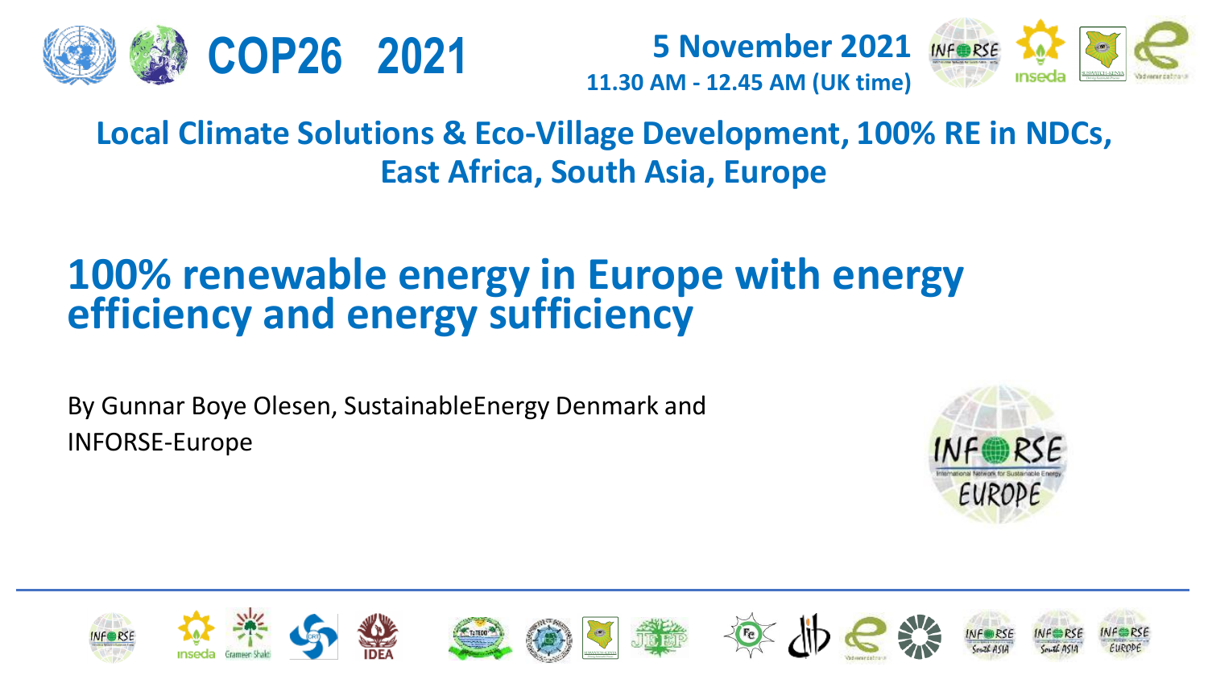COP26 2021

5 November 2021
11.30 AM - 12.45 AM (UK time)

**Local Climate Solutions & Eco-Village Development, 100% RE in NDCs, East Africa, South Asia, Europe**

# 100% renewable energy in Europe with energy efficiency and energy sufficiency

By Gunnar Boye Olesen, SustainableEnergy Denmark and INFORSE-Europe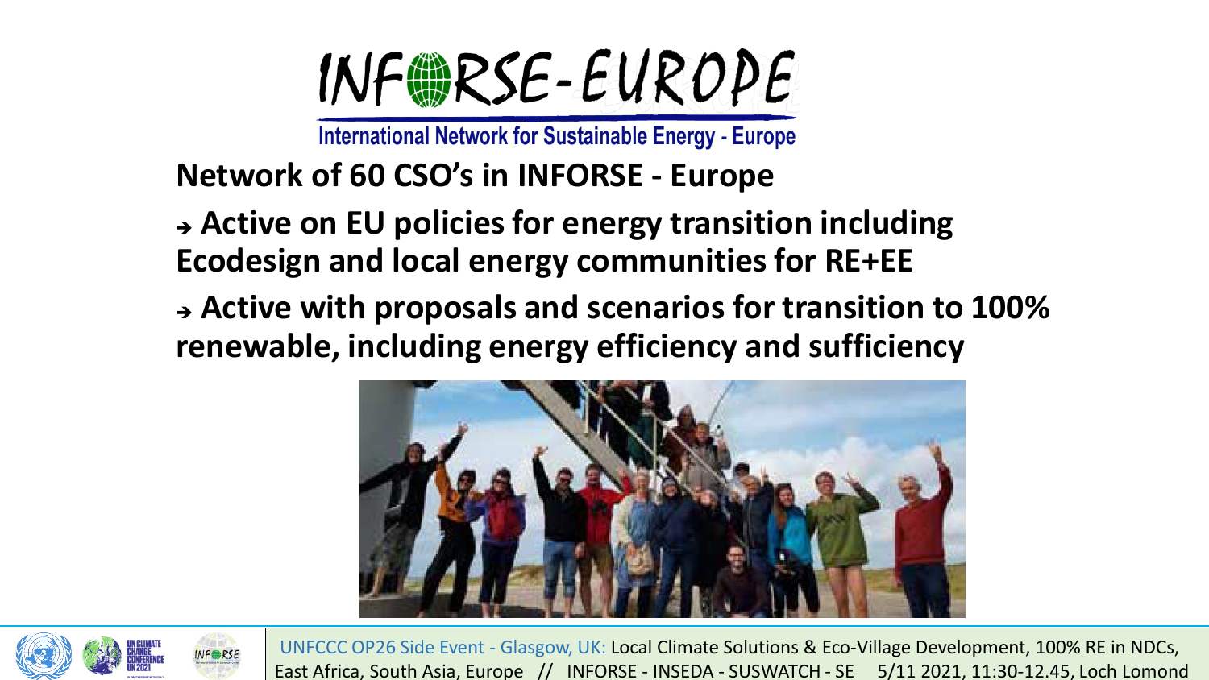# INFORSE-EUROPE

International Network for Sustainable Energy - Europe

## Network of 60 CSO's in INFORSE - Europe

→ **Active on EU policies for energy transition including Ecodesign and local energy communities for RE+EE**

→ **Active with proposals and scenarios for transition to 100% renewable, including energy efficiency and sufficiency**

UNFCCC OP26 Side Event - Glasgow, UK: Local Climate Solutions & Eco-Village Development, 100% RE in NDCs, East Africa, South Asia, Europe // INFORSE - INSEDA - SUSWATCH - SE 5/11 2021, 11:30-12.45, Loch Lomond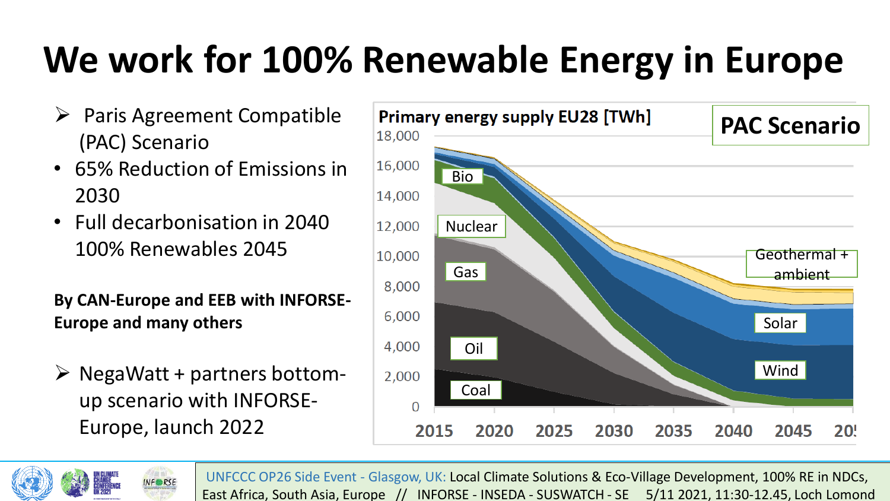# We work for 100% Renewable Energy in Europe

- Paris Agreement Compatible (PAC) Scenario
- 65% Reduction of Emissions in 2030
- Full decarbonisation in 2040 100% Renewables 2045

**By CAN-Europe and EEB with INFORSE-Europe and many others**

- NegaWatt + partners bottom-up scenario with INFORSE-Europe, launch 2022

Primary energy supply EU28 [TWh]

PAC Scenario

18,000
16,000
14,000
12,000
10,000
8,000
6,000
4,000
2,000
0

2015 2020 2025 2030 2035 2040 2045 20!

Bio
Nuclear
Gas
Oil
Coal
Geothermal + ambient
Solar
Wind

UNFCCC OP26 Side Event - Glasgow, UK: Local Climate Solutions & Eco-Village Development, 100% RE in NDCs, East Africa, South Asia, Europe // INFORSE - INSEDA - SUSWATCH - SE 5/11 2021, 11:30-12.45, Loch Lomond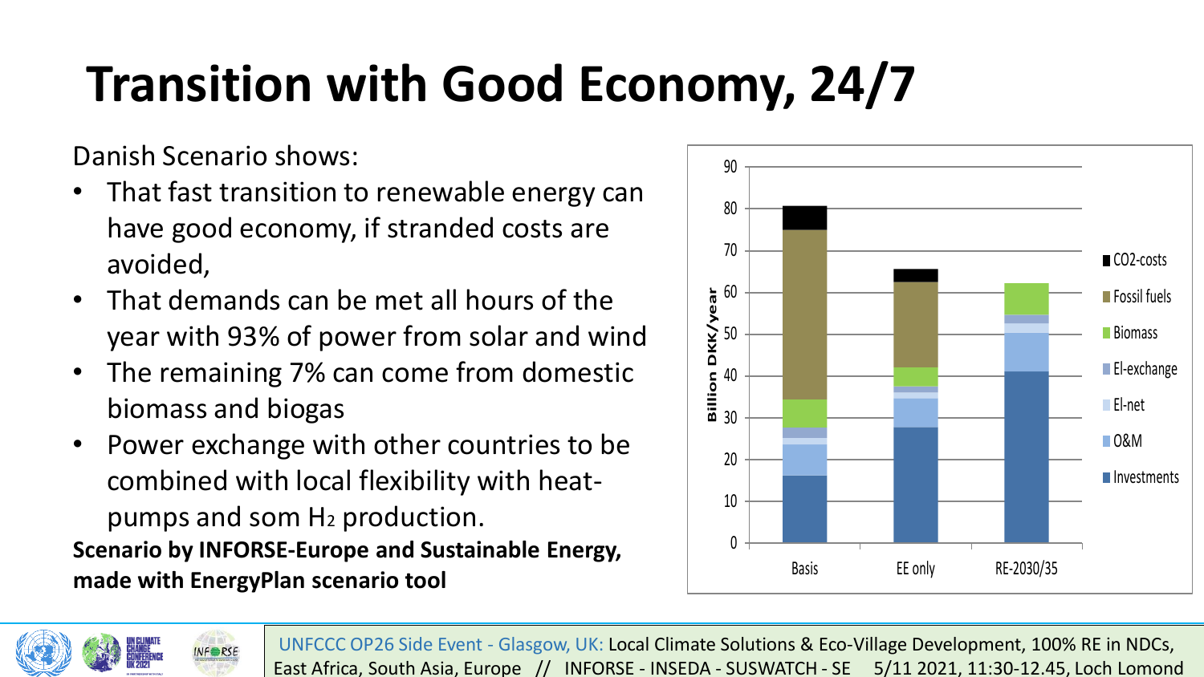# Transition with Good Economy, 24/7

Danish Scenario shows:

- That fast transition to renewable energy can have good economy, if stranded costs are avoided,
- That demands can be met all hours of the year with 93% of power from solar and wind
- The remaining 7% can come from domestic biomass and biogas
- Power exchange with other countries to be combined with local flexibility with heat-pumps and som $H_2$ production.

**Scenario by INFORSE-Europe and Sustainable Energy, made with EnergyPlan scenario tool**

Billion DKK/year

0
10
20
30
40
50
60
70
80
90

Basis
EE only
RE-2030/35

CO2-costs
Fossil fuels
Biomass
El-exchange
El-net
O&M
Investments

UNFCCC OP26 Side Event - Glasgow, UK: Local Climate Solutions & Eco-Village Development, 100% RE in NDCs, East Africa, South Asia, Europe // INFORSE - INSEDA - SUSWATCH - SE 5/11 2021, 11:30-12.45, Loch Lomond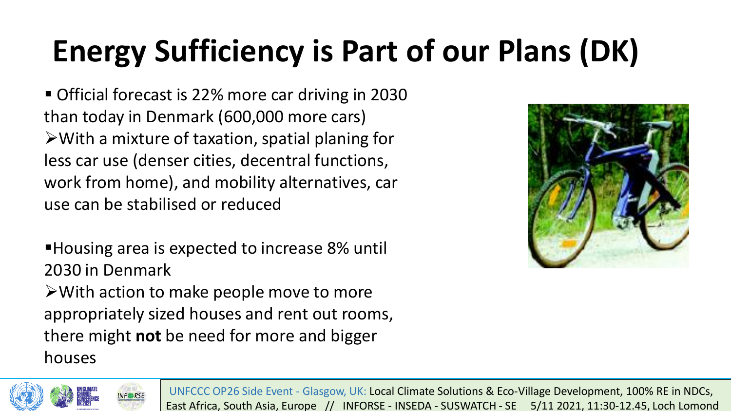# Energy Sufficiency is Part of our Plans (DK)

- Official forecast is 22% more car driving in 2030 than today in Denmark (600,000 more cars)
  - With a mixture of taxation, spatial planing for less car use (denser cities, decentral functions, work from home), and mobility alternatives, car use can be stabilised or reduced

- Housing area is expected to increase 8% until 2030 in Denmark
  - With action to make people move to more appropriately sized houses and rent out rooms, there might **not** be need for more and bigger houses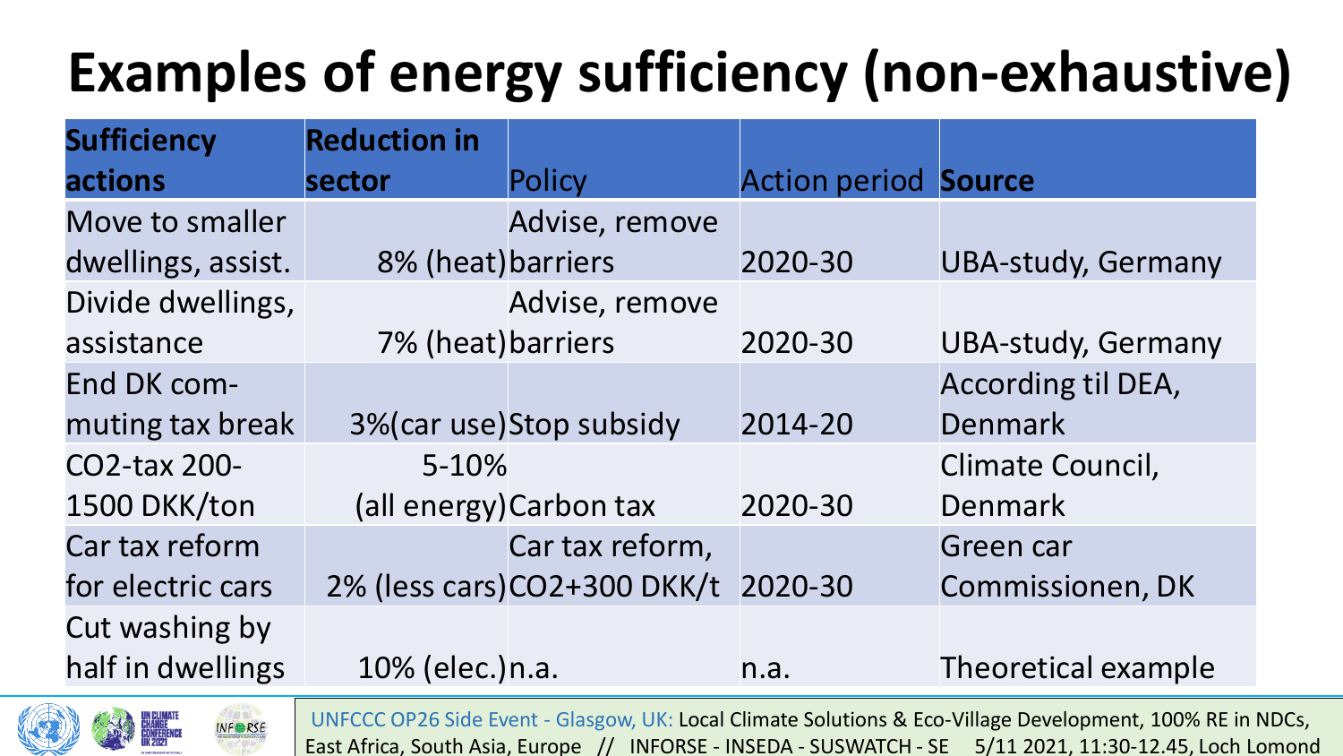# Examples of energy sufficiency (non-exhaustive)

| Sufficiency actions | Reduction in sector | Policy | Action period | Source |
|---|---|---|---|---|
| Move to smaller dwellings, assist. | 8% (heat) | Advise, remove barriers | 2020-30 | UBA-study, Germany |
| Divide dwellings, assistance | 7% (heat) | Advise, remove barriers | 2020-30 | UBA-study, Germany |
| End DK com-muting tax break | 3%(car use) | Stop subsidy | 2014-20 | According til DEA, Denmark |
| CO2-tax 200-1500 DKK/ton | 5-10% (all energy) | Carbon tax | 2020-30 | Climate Council, Denmark |
| Car tax reform for electric cars | 2% (less cars) | Car tax reform, CO2+300 DKK/t | 2020-30 | Green car Commissionen, DK |
| Cut washing by half in dwellings | 10% (elec.) | n.a. | n.a. | Theoretical example |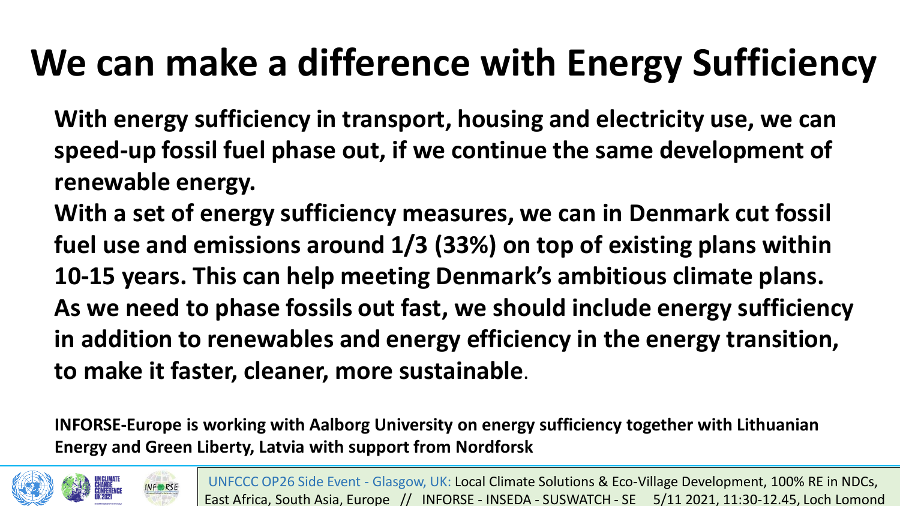# We can make a difference with Energy Sufficiency

**With energy sufficiency in transport, housing and electricity use, we can speed-up fossil fuel phase out, if we continue the same development of renewable energy.**

**With a set of energy sufficiency measures, we can in Denmark cut fossil fuel use and emissions around 1/3 (33%) on top of existing plans within 10-15 years. This can help meeting Denmark's ambitious climate plans.**

**As we need to phase fossils out fast, we should include energy sufficiency in addition to renewables and energy efficiency in the energy transition, to make it faster, cleaner, more sustainable**.

**INFORSE-Europe is working with Aalborg University on energy sufficiency together with Lithuanian Energy and Green Liberty, Latvia with support from Nordforsk**

UNFCCC OP26 Side Event - Glasgow, UK: Local Climate Solutions & Eco-Village Development, 100% RE in NDCs, East Africa, South Asia, Europe // INFORSE - INSEDA - SUSWATCH - SE 5/11 2021, 11:30-12.45, Loch Lomond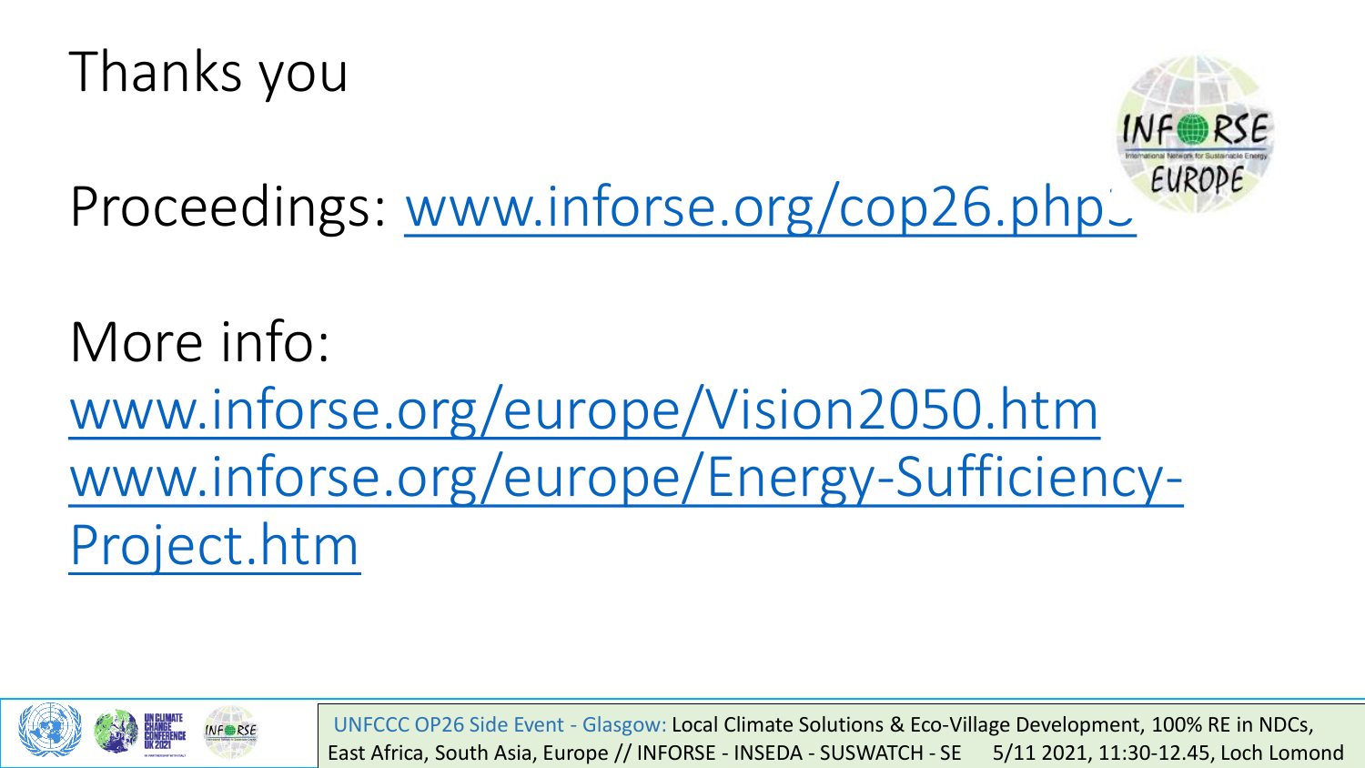# Thanks you

Proceedings: www.inforse.org/cop26.php3

More info:
www.inforse.org/europe/Vision2050.htm
www.inforse.org/europe/Energy-Sufficiency-Project.htm